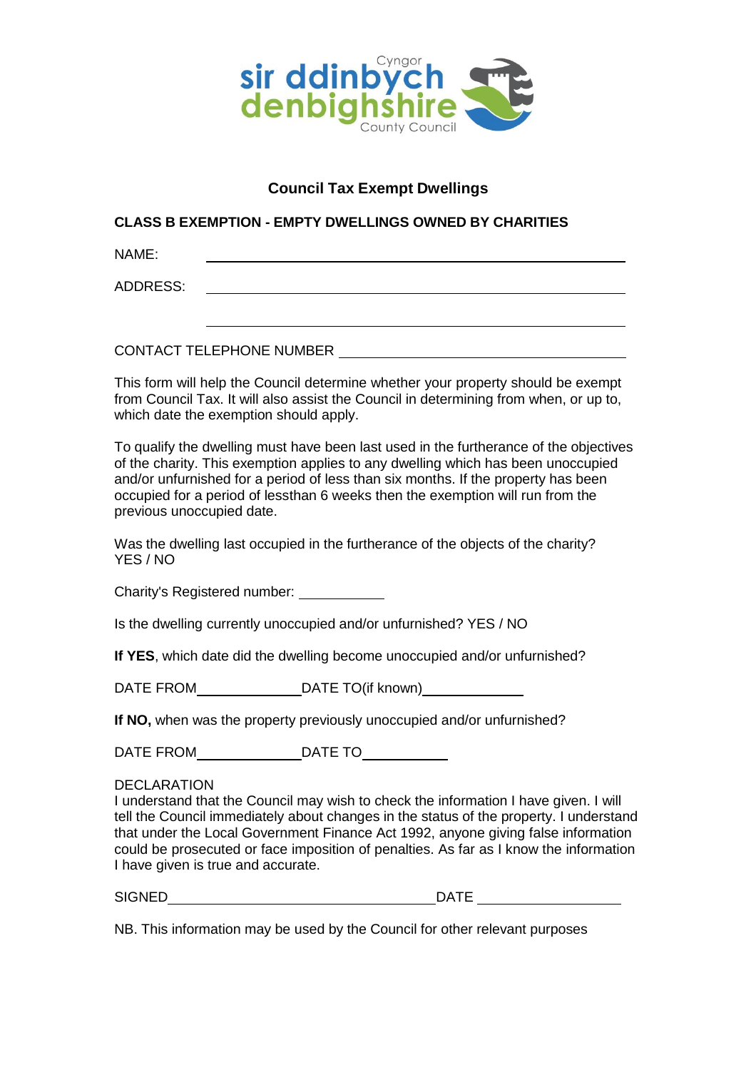Cyngor sir ddinbych denbighshire County Council

## Council Tax Exempt Dwellings

### CLASS B EXEMPTION - EMPTY DWELLINGS OWNED BY CHARITIES

NAME: ______________________________

ADDRESS: ______________________________

______________________________

CONTACT TELEPHONE NUMBER ______________________________

This form will help the Council determine whether your property should be exempt from Council Tax. It will also assist the Council in determining from when, or up to, which date the exemption should apply.

To qualify the dwelling must have been last used in the furtherance of the objectives of the charity. This exemption applies to any dwelling which has been unoccupied and/or unfurnished for a period of less than six months. If the property has been occupied for a period of lessthan 6 weeks then the exemption will run from the previous unoccupied date.

Was the dwelling last occupied in the furtherance of the objects of the charity? YES / NO

Charity's Registered number: ____________

Is the dwelling currently unoccupied and/or unfurnished? YES / NO

**If YES**, which date did the dwelling become unoccupied and/or unfurnished?

DATE FROM ____________ DATE TO(if known) ____________

**If NO,** when was the property previously unoccupied and/or unfurnished?

DATE FROM ____________ DATE TO ____________

DECLARATION

I understand that the Council may wish to check the information I have given. I will tell the Council immediately about changes in the status of the property. I understand that under the Local Government Finance Act 1992, anyone giving false information could be prosecuted or face imposition of penalties. As far as I know the information I have given is true and accurate.

SIGNED ______________________________ DATE ____________

NB. This information may be used by the Council for other relevant purposes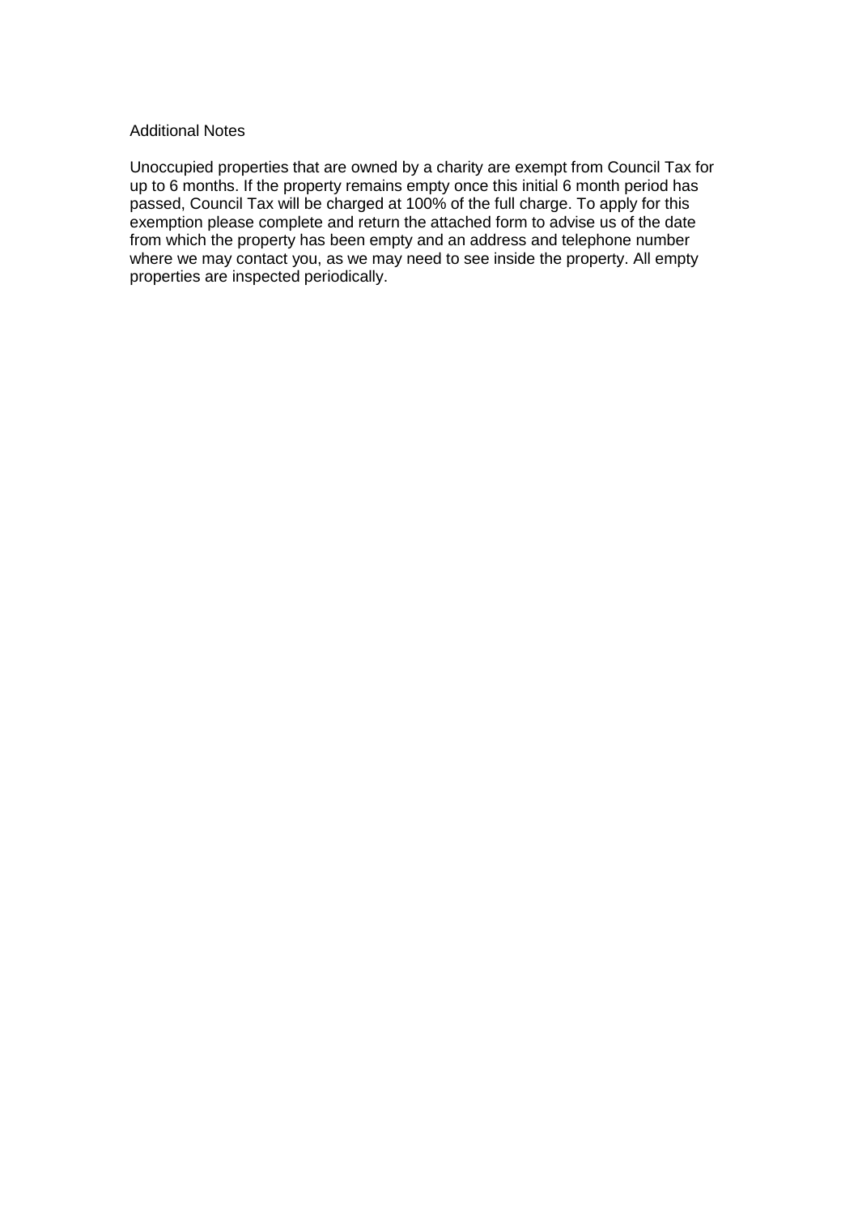## Additional Notes

Unoccupied properties that are owned by a charity are exempt from Council Tax for up to 6 months. If the property remains empty once this initial 6 month period has passed, Council Tax will be charged at 100% of the full charge. To apply for this exemption please complete and return the attached form to advise us of the date from which the property has been empty and an address and telephone number where we may contact you, as we may need to see inside the property. All empty properties are inspected periodically.